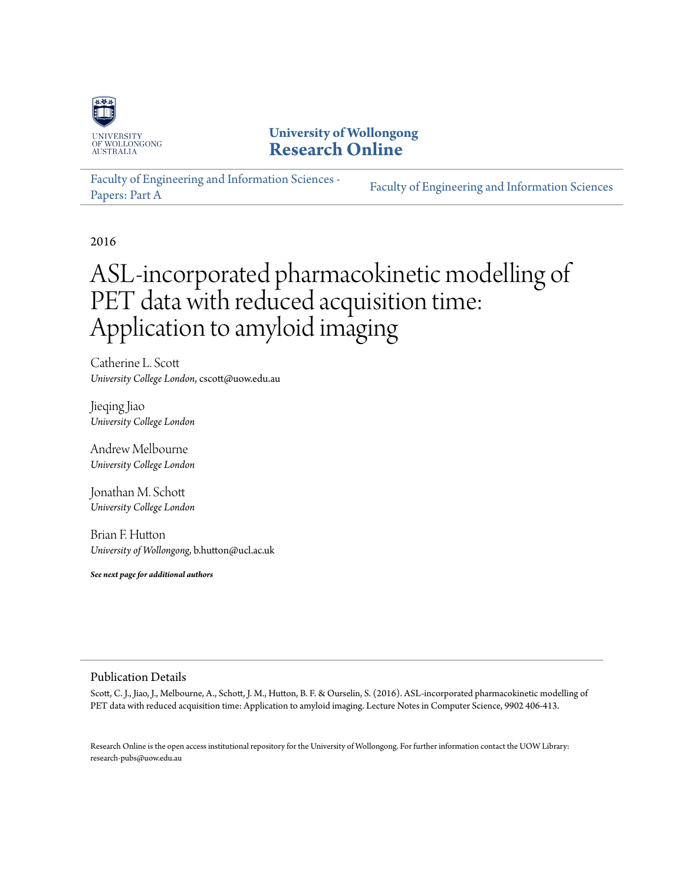University of Wollongong
Research Online

Faculty of Engineering and Information Sciences - Papers: Part A | Faculty of Engineering and Information Sciences

2016

# ASL-incorporated pharmacokinetic modelling of PET data with reduced acquisition time: Application to amyloid imaging

Catherine L. Scott
*University College London*, cscott@uow.edu.au

Jieqing Jiao
*University College London*

Andrew Melbourne
*University College London*

Jonathan M. Schott
*University College London*

Brian F. Hutton
*University of Wollongong*, b.hutton@ucl.ac.uk

***See next page for additional authors***

## Publication Details

Scott, C. J., Jiao, J., Melbourne, A., Schott, J. M., Hutton, B. F. & Ourselin, S. (2016). ASL-incorporated pharmacokinetic modelling of PET data with reduced acquisition time: Application to amyloid imaging. Lecture Notes in Computer Science, 9902 406-413.

Research Online is the open access institutional repository for the University of Wollongong. For further information contact the UOW Library: research-pubs@uow.edu.au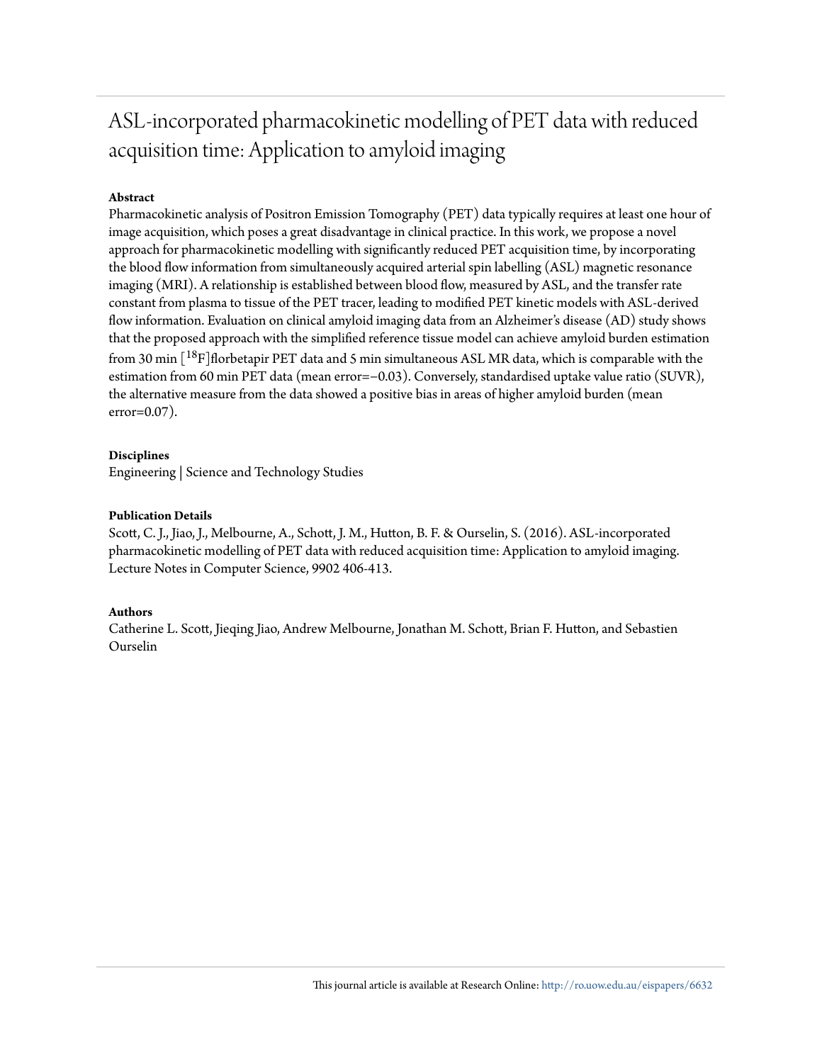# ASL-incorporated pharmacokinetic modelling of PET data with reduced acquisition time: Application to amyloid imaging

**Abstract**

Pharmacokinetic analysis of Positron Emission Tomography (PET) data typically requires at least one hour of image acquisition, which poses a great disadvantage in clinical practice. In this work, we propose a novel approach for pharmacokinetic modelling with significantly reduced PET acquisition time, by incorporating the blood flow information from simultaneously acquired arterial spin labelling (ASL) magnetic resonance imaging (MRI). A relationship is established between blood flow, measured by ASL, and the transfer rate constant from plasma to tissue of the PET tracer, leading to modified PET kinetic models with ASL-derived flow information. Evaluation on clinical amyloid imaging data from an Alzheimer's disease (AD) study shows that the proposed approach with the simplified reference tissue model can achieve amyloid burden estimation from 30 min [$^{18}$F]florbetapir PET data and 5 min simultaneous ASL MR data, which is comparable with the estimation from 60 min PET data (mean error=−0.03). Conversely, standardised uptake value ratio (SUVR), the alternative measure from the data showed a positive bias in areas of higher amyloid burden (mean error=0.07).

**Disciplines**

Engineering | Science and Technology Studies

**Publication Details**

Scott, C. J., Jiao, J., Melbourne, A., Schott, J. M., Hutton, B. F. & Ourselin, S. (2016). ASL-incorporated pharmacokinetic modelling of PET data with reduced acquisition time: Application to amyloid imaging. Lecture Notes in Computer Science, 9902 406-413.

**Authors**

Catherine L. Scott, Jieqing Jiao, Andrew Melbourne, Jonathan M. Schott, Brian F. Hutton, and Sebastien Ourselin

This journal article is available at Research Online: http://ro.uow.edu.au/eispapers/6632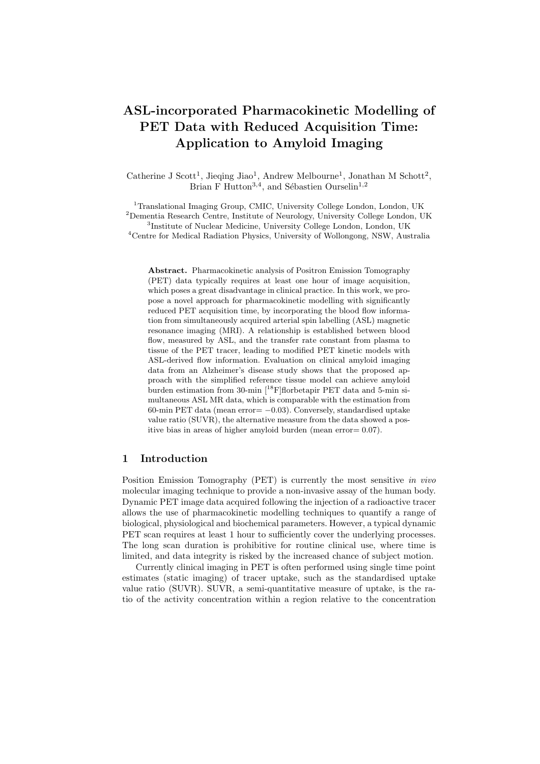# ASL-incorporated Pharmacokinetic Modelling of PET Data with Reduced Acquisition Time: Application to Amyloid Imaging

Catherine J Scott[1], Jieqing Jiao[1], Andrew Melbourne[1], Jonathan M Schott[2], Brian F Hutton[3,4], and Sébastien Ourselin[1,2]

[1]Translational Imaging Group, CMIC, University College London, London, UK
[2]Dementia Research Centre, Institute of Neurology, University College London, UK
[3]Institute of Nuclear Medicine, University College London, London, UK
[4]Centre for Medical Radiation Physics, University of Wollongong, NSW, Australia

**Abstract.** Pharmacokinetic analysis of Positron Emission Tomography (PET) data typically requires at least one hour of image acquisition, which poses a great disadvantage in clinical practice. In this work, we propose a novel approach for pharmacokinetic modelling with significantly reduced PET acquisition time, by incorporating the blood flow information from simultaneously acquired arterial spin labelling (ASL) magnetic resonance imaging (MRI). A relationship is established between blood flow, measured by ASL, and the transfer rate constant from plasma to tissue of the PET tracer, leading to modified PET kinetic models with ASL-derived flow information. Evaluation on clinical amyloid imaging data from an Alzheimer's disease study shows that the proposed approach with the simplified reference tissue model can achieve amyloid burden estimation from 30-min [$^{18}$F]florbetapir PET data and 5-min simultaneous ASL MR data, which is comparable with the estimation from 60-min PET data (mean error= −0.03). Conversely, standardised uptake value ratio (SUVR), the alternative measure from the data showed a positive bias in areas of higher amyloid burden (mean error= 0.07).

## 1 Introduction

Position Emission Tomography (PET) is currently the most sensitive *in vivo* molecular imaging technique to provide a non-invasive assay of the human body. Dynamic PET image data acquired following the injection of a radioactive tracer allows the use of pharmacokinetic modelling techniques to quantify a range of biological, physiological and biochemical parameters. However, a typical dynamic PET scan requires at least 1 hour to sufficiently cover the underlying processes. The long scan duration is prohibitive for routine clinical use, where time is limited, and data integrity is risked by the increased chance of subject motion.

Currently clinical imaging in PET is often performed using single time point estimates (static imaging) of tracer uptake, such as the standardised uptake value ratio (SUVR). SUVR, a semi-quantitative measure of uptake, is the ratio of the activity concentration within a region relative to the concentration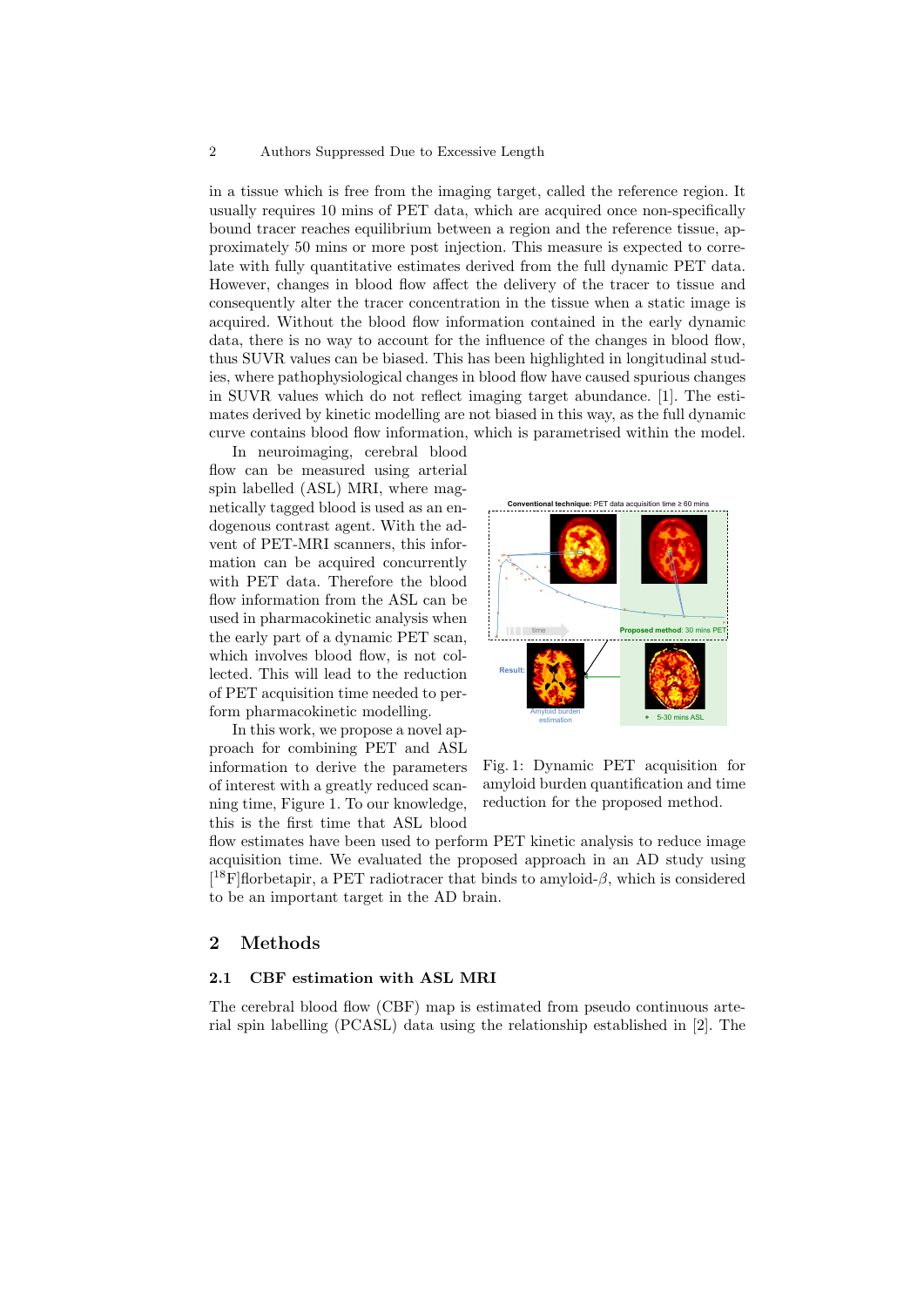in a tissue which is free from the imaging target, called the reference region. It usually requires 10 mins of PET data, which are acquired once non-specifically bound tracer reaches equilibrium between a region and the reference tissue, approximately 50 mins or more post injection. This measure is expected to correlate with fully quantitative estimates derived from the full dynamic PET data. However, changes in blood flow affect the delivery of the tracer to tissue and consequently alter the tracer concentration in the tissue when a static image is acquired. Without the blood flow information contained in the early dynamic data, there is no way to account for the influence of the changes in blood flow, thus SUVR values can be biased. This has been highlighted in longitudinal studies, where pathophysiological changes in blood flow have caused spurious changes in SUVR values which do not reflect imaging target abundance. [1]. The estimates derived by kinetic modelling are not biased in this way, as the full dynamic curve contains blood flow information, which is parametrised within the model.

In neuroimaging, cerebral blood flow can be measured using arterial spin labelled (ASL) MRI, where magnetically tagged blood is used as an endogenous contrast agent. With the advent of PET-MRI scanners, this information can be acquired concurrently with PET data. Therefore the blood flow information from the ASL can be used in pharmacokinetic analysis when the early part of a dynamic PET scan, which involves blood flow, is not collected. This will lead to the reduction of PET acquisition time needed to perform pharmacokinetic modelling.

In this work, we propose a novel approach for combining PET and ASL information to derive the parameters of interest with a greatly reduced scanning time, Figure 1. To our knowledge, this is the first time that ASL blood flow estimates have been used to perform PET kinetic analysis to reduce image acquisition time. We evaluated the proposed approach in an AD study using [$^{18}$F]florbetapir, a PET radiotracer that binds to amyloid-$\beta$, which is considered to be an important target in the AD brain.

Fig. 1: Dynamic PET acquisition for amyloid burden quantification and time reduction for the proposed method.

## 2 Methods

### 2.1 CBF estimation with ASL MRI

The cerebral blood flow (CBF) map is estimated from pseudo continuous arterial spin labelling (PCASL) data using the relationship established in [2]. The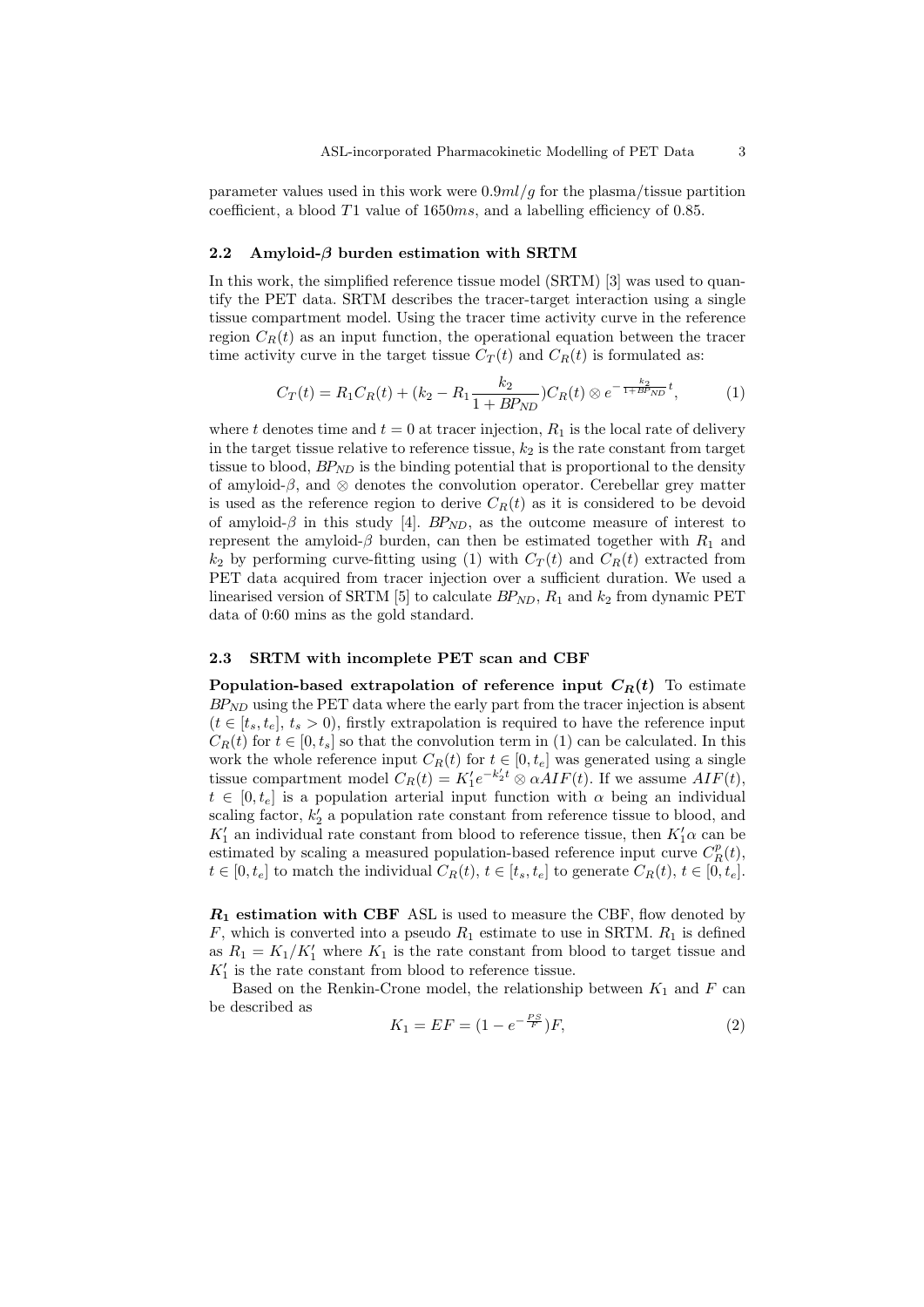parameter values used in this work were $0.9ml/g$ for the plasma/tissue partition coefficient, a blood $T1$ value of $1650ms$, and a labelling efficiency of 0.85.

### 2.2 Amyloid-$\beta$ burden estimation with SRTM

In this work, the simplified reference tissue model (SRTM) [3] was used to quantify the PET data. SRTM describes the tracer-target interaction using a single tissue compartment model. Using the tracer time activity curve in the reference region $C_R(t)$ as an input function, the operational equation between the tracer time activity curve in the target tissue $C_T(t)$ and $C_R(t)$ is formulated as:

$$C_T(t) = R_1 C_R(t) + (k_2 - R_1 \frac{k_2}{1 + BP_{ND}}) C_R(t) \otimes e^{-\frac{k_2}{1+BP_{ND}}t}, \tag{1}$$

where $t$ denotes time and $t = 0$ at tracer injection, $R_1$ is the local rate of delivery in the target tissue relative to reference tissue, $k_2$ is the rate constant from target tissue to blood, $BP_{ND}$ is the binding potential that is proportional to the density of amyloid-$\beta$, and $\otimes$ denotes the convolution operator. Cerebellar grey matter is used as the reference region to derive $C_R(t)$ as it is considered to be devoid of amyloid-$\beta$ in this study [4]. $BP_{ND}$, as the outcome measure of interest to represent the amyloid-$\beta$ burden, can then be estimated together with $R_1$ and $k_2$ by performing curve-fitting using (1) with $C_T(t)$ and $C_R(t)$ extracted from PET data acquired from tracer injection over a sufficient duration. We used a linearised version of SRTM [5] to calculate $BP_{ND}$, $R_1$ and $k_2$ from dynamic PET data of 0:60 mins as the gold standard.

### 2.3 SRTM with incomplete PET scan and CBF

**Population-based extrapolation of reference input $C_R(t)$** To estimate $BP_{ND}$ using the PET data where the early part from the tracer injection is absent ($t \in [t_s, t_e]$, $t_s > 0$), firstly extrapolation is required to have the reference input $C_R(t)$ for $t \in [0, t_s]$ so that the convolution term in (1) can be calculated. In this work the whole reference input $C_R(t)$ for $t \in [0, t_e]$ was generated using a single tissue compartment model $C_R(t) = K_1' e^{-k_2' t} \otimes \alpha AIF(t)$. If we assume $AIF(t)$, $t \in [0, t_e]$ is a population arterial input function with $\alpha$ being an individual scaling factor, $k_2'$ a population rate constant from reference tissue to blood, and $K_1'$ an individual rate constant from blood to reference tissue, then $K_1'\alpha$ can be estimated by scaling a measured population-based reference input curve $C_R^p(t)$, $t \in [0, t_e]$ to match the individual $C_R(t)$, $t \in [t_s, t_e]$ to generate $C_R(t)$, $t \in [0, t_e]$.

**$R_1$ estimation with CBF** ASL is used to measure the CBF, flow denoted by $F$, which is converted into a pseudo $R_1$ estimate to use in SRTM. $R_1$ is defined as $R_1 = K_1/K_1'$ where $K_1$ is the rate constant from blood to target tissue and $K_1'$ is the rate constant from blood to reference tissue.

Based on the Renkin-Crone model, the relationship between $K_1$ and $F$ can be described as

$$K_1 = EF = (1 - e^{-\frac{PS}{F}})F, \tag{2}$$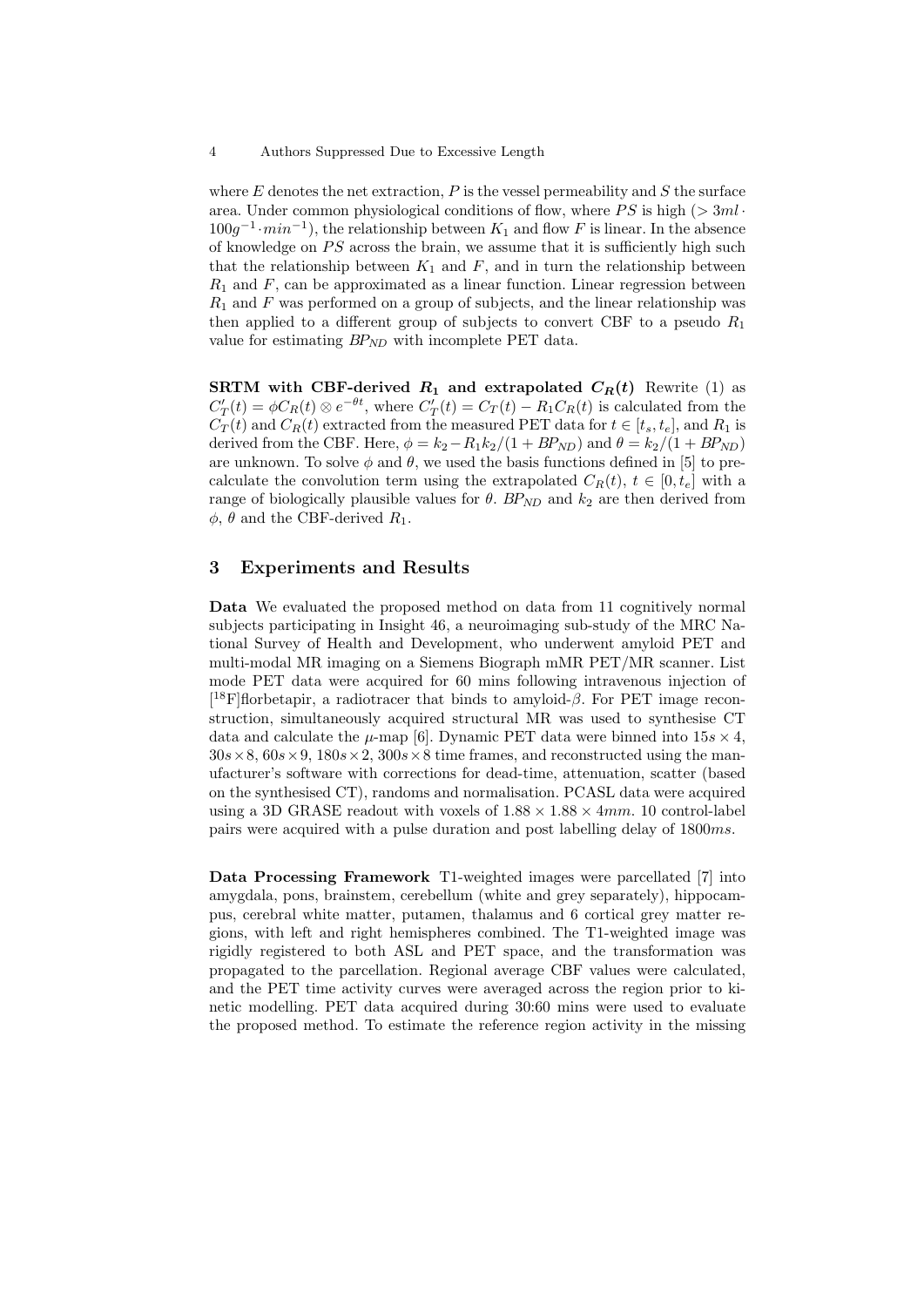where $E$ denotes the net extraction, $P$ is the vessel permeability and $S$ the surface area. Under common physiological conditions of flow, where $PS$ is high ($> 3ml \cdot 100g^{-1} \cdot min^{-1}$), the relationship between $K_1$ and flow $F$ is linear. In the absence of knowledge on $PS$ across the brain, we assume that it is sufficiently high such that the relationship between $K_1$ and $F$, and in turn the relationship between $R_1$ and $F$, can be approximated as a linear function. Linear regression between $R_1$ and $F$ was performed on a group of subjects, and the linear relationship was then applied to a different group of subjects to convert CBF to a pseudo $R_1$ value for estimating $BP_{ND}$ with incomplete PET data.

**SRTM with CBF-derived $R_1$ and extrapolated $C_R(t)$** Rewrite (1) as $C'_T(t) = \phi C_R(t) \otimes e^{-\theta t}$, where $C'_T(t) = C_T(t) - R_1 C_R(t)$ is calculated from the $C_T(t)$ and $C_R(t)$ extracted from the measured PET data for $t \in [t_s, t_e]$, and $R_1$ is derived from the CBF. Here, $\phi = k_2 - R_1 k_2/(1 + BP_{ND})$ and $\theta = k_2/(1 + BP_{ND})$ are unknown. To solve $\phi$ and $\theta$, we used the basis functions defined in [5] to precalculate the convolution term using the extrapolated $C_R(t)$, $t \in [0, t_e]$ with a range of biologically plausible values for $\theta$. $BP_{ND}$ and $k_2$ are then derived from $\phi$, $\theta$ and the CBF-derived $R_1$.

## 3 Experiments and Results

**Data** We evaluated the proposed method on data from 11 cognitively normal subjects participating in Insight 46, a neuroimaging sub-study of the MRC National Survey of Health and Development, who underwent amyloid PET and multi-modal MR imaging on a Siemens Biograph mMR PET/MR scanner. List mode PET data were acquired for 60 mins following intravenous injection of [$^{18}$F]florbetapir, a radiotracer that binds to amyloid-$\beta$. For PET image reconstruction, simultaneously acquired structural MR was used to synthesise CT data and calculate the $\mu$-map [6]. Dynamic PET data were binned into $15s \times 4$, $30s \times 8$, $60s \times 9$, $180s \times 2$, $300s \times 8$ time frames, and reconstructed using the manufacturer's software with corrections for dead-time, attenuation, scatter (based on the synthesised CT), randoms and normalisation. PCASL data were acquired using a 3D GRASE readout with voxels of $1.88 \times 1.88 \times 4mm$. 10 control-label pairs were acquired with a pulse duration and post labelling delay of $1800ms$.

**Data Processing Framework** T1-weighted images were parcellated [7] into amygdala, pons, brainstem, cerebellum (white and grey separately), hippocampus, cerebral white matter, putamen, thalamus and 6 cortical grey matter regions, with left and right hemispheres combined. The T1-weighted image was rigidly registered to both ASL and PET space, and the transformation was propagated to the parcellation. Regional average CBF values were calculated, and the PET time activity curves were averaged across the region prior to kinetic modelling. PET data acquired during 30:60 mins were used to evaluate the proposed method. To estimate the reference region activity in the missing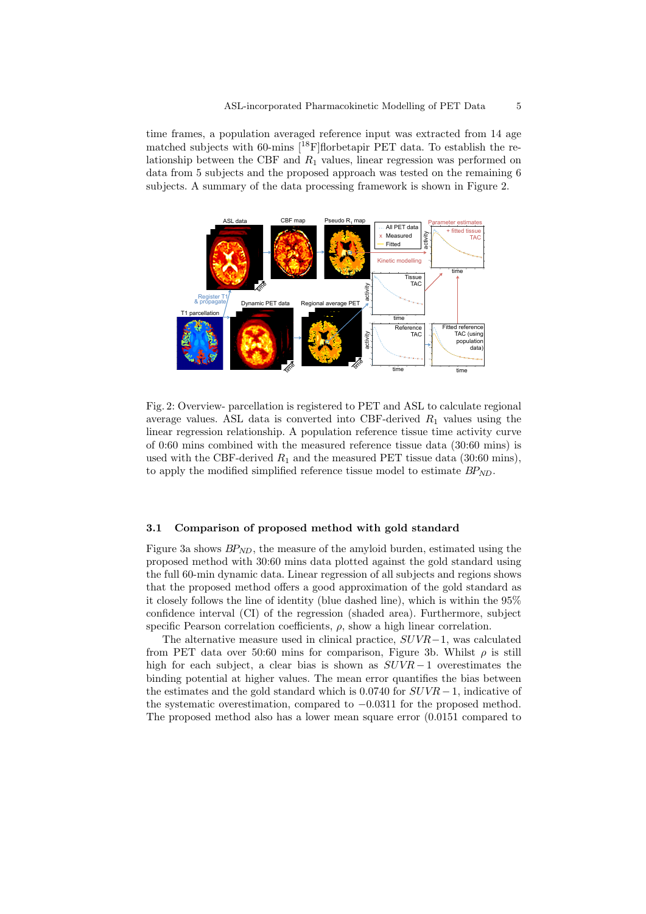time frames, a population averaged reference input was extracted from 14 age matched subjects with 60-mins [$^{18}$F]florbetapir PET data. To establish the relationship between the CBF and $R_1$ values, linear regression was performed on data from 5 subjects and the proposed approach was tested on the remaining 6 subjects. A summary of the data processing framework is shown in Figure 2.

Fig. 2: Overview- parcellation is registered to PET and ASL to calculate regional average values. ASL data is converted into CBF-derived $R_1$ values using the linear regression relationship. A population reference tissue time activity curve of 0:60 mins combined with the measured reference tissue data (30:60 mins) is used with the CBF-derived $R_1$ and the measured PET tissue data (30:60 mins), to apply the modified simplified reference tissue model to estimate $BP_{ND}$.

### 3.1 Comparison of proposed method with gold standard

Figure 3a shows $BP_{ND}$, the measure of the amyloid burden, estimated using the proposed method with 30:60 mins data plotted against the gold standard using the full 60-min dynamic data. Linear regression of all subjects and regions shows that the proposed method offers a good approximation of the gold standard as it closely follows the line of identity (blue dashed line), which is within the 95% confidence interval (CI) of the regression (shaded area). Furthermore, subject specific Pearson correlation coefficients, $\rho$, show a high linear correlation.

The alternative measure used in clinical practice, $SUVR-1$, was calculated from PET data over 50:60 mins for comparison, Figure 3b. Whilst $\rho$ is still high for each subject, a clear bias is shown as $SUVR-1$ overestimates the binding potential at higher values. The mean error quantifies the bias between the estimates and the gold standard which is 0.0740 for $SUVR-1$, indicative of the systematic overestimation, compared to $-0.0311$ for the proposed method. The proposed method also has a lower mean square error (0.0151 compared to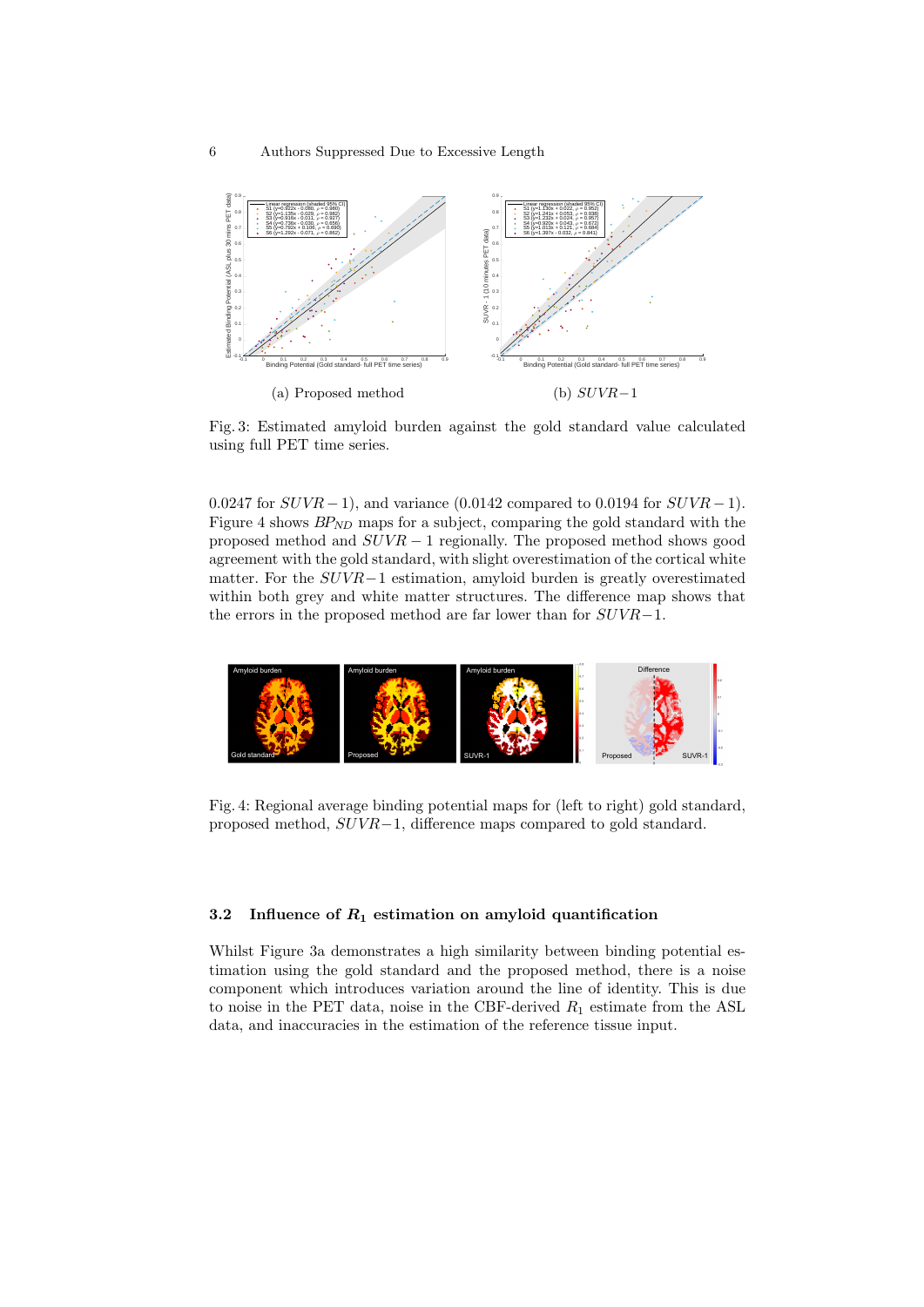(a) Proposed method

(b) $SUVR-1$

Fig. 3: Estimated amyloid burden against the gold standard value calculated using full PET time series.

0.0247 for $SUVR-1$), and variance (0.0142 compared to 0.0194 for $SUVR-1$). Figure 4 shows $BP_{ND}$ maps for a subject, comparing the gold standard with the proposed method and $SUVR-1$ regionally. The proposed method shows good agreement with the gold standard, with slight overestimation of the cortical white matter. For the $SUVR-1$ estimation, amyloid burden is greatly overestimated within both grey and white matter structures. The difference map shows that the errors in the proposed method are far lower than for $SUVR-1$.

Fig. 4: Regional average binding potential maps for (left to right) gold standard, proposed method, $SUVR-1$, difference maps compared to gold standard.

### 3.2 Influence of $R_1$ estimation on amyloid quantification

Whilst Figure 3a demonstrates a high similarity between binding potential estimation using the gold standard and the proposed method, there is a noise component which introduces variation around the line of identity. This is due to noise in the PET data, noise in the CBF-derived $R_1$ estimate from the ASL data, and inaccuracies in the estimation of the reference tissue input.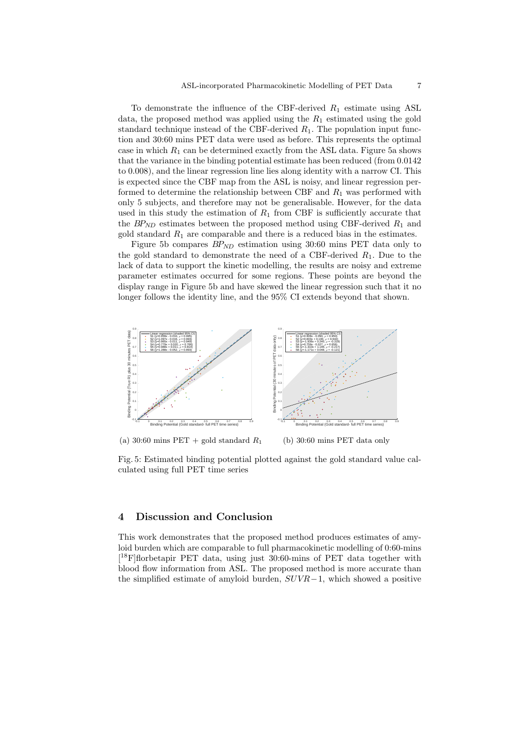To demonstrate the influence of the CBF-derived $R_1$ estimate using ASL data, the proposed method was applied using the $R_1$ estimated using the gold standard technique instead of the CBF-derived $R_1$. The population input function and 30:60 mins PET data were used as before. This represents the optimal case in which $R_1$ can be determined exactly from the ASL data. Figure 5a shows that the variance in the binding potential estimate has been reduced (from 0.0142 to 0.008), and the linear regression line lies along identity with a narrow CI. This is expected since the CBF map from the ASL is noisy, and linear regression performed to determine the relationship between CBF and $R_1$ was performed with only 5 subjects, and therefore may not be generalisable. However, for the data used in this study the estimation of $R_1$ from CBF is sufficiently accurate that the $BP_{ND}$ estimates between the proposed method using CBF-derived $R_1$ and gold standard $R_1$ are comparable and there is a reduced bias in the estimates.

Figure 5b compares $BP_{ND}$ estimation using 30:60 mins PET data only to the gold standard to demonstrate the need of a CBF-derived $R_1$. Due to the lack of data to support the kinetic modelling, the results are noisy and extreme parameter estimates occurred for some regions. These points are beyond the display range in Figure 5b and have skewed the linear regression such that it no longer follows the identity line, and the 95% CI extends beyond that shown.

(a) 30:60 mins PET + gold standard $R_1$

(b) 30:60 mins PET data only

Fig. 5: Estimated binding potential plotted against the gold standard value calculated using full PET time series

## 4 Discussion and Conclusion

This work demonstrates that the proposed method produces estimates of amyloid burden which are comparable to full pharmacokinetic modelling of 0:60-mins [$^{18}$F]florbetapir PET data, using just 30:60-mins of PET data together with blood flow information from ASL. The proposed method is more accurate than the simplified estimate of amyloid burden, $SUVR-1$, which showed a positive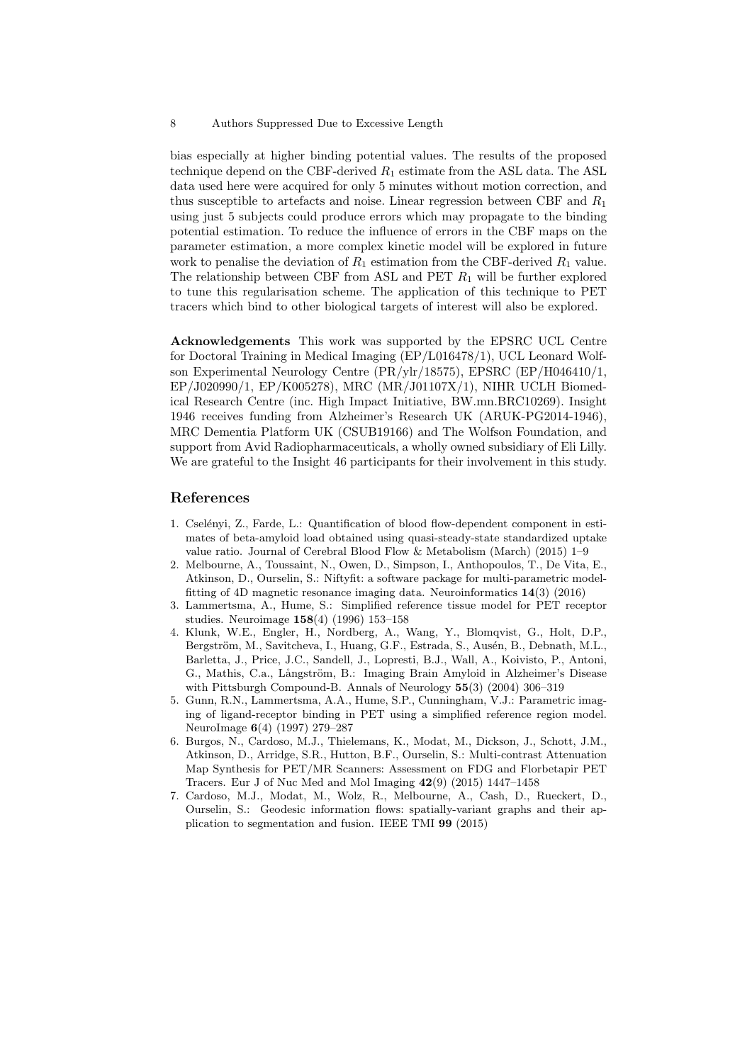bias especially at higher binding potential values. The results of the proposed technique depend on the CBF-derived $R_1$ estimate from the ASL data. The ASL data used here were acquired for only 5 minutes without motion correction, and thus susceptible to artefacts and noise. Linear regression between CBF and $R_1$ using just 5 subjects could produce errors which may propagate to the binding potential estimation. To reduce the influence of errors in the CBF maps on the parameter estimation, a more complex kinetic model will be explored in future work to penalise the deviation of $R_1$ estimation from the CBF-derived $R_1$ value. The relationship between CBF from ASL and PET $R_1$ will be further explored to tune this regularisation scheme. The application of this technique to PET tracers which bind to other biological targets of interest will also be explored.

**Acknowledgements** This work was supported by the EPSRC UCL Centre for Doctoral Training in Medical Imaging (EP/L016478/1), UCL Leonard Wolfson Experimental Neurology Centre (PR/ylr/18575), EPSRC (EP/H046410/1, EP/J020990/1, EP/K005278), MRC (MR/J01107X/1), NIHR UCLH Biomedical Research Centre (inc. High Impact Initiative, BW.mn.BRC10269). Insight 1946 receives funding from Alzheimer's Research UK (ARUK-PG2014-1946), MRC Dementia Platform UK (CSUB19166) and The Wolfson Foundation, and support from Avid Radiopharmaceuticals, a wholly owned subsidiary of Eli Lilly. We are grateful to the Insight 46 participants for their involvement in this study.

## References

1. Cselényi, Z., Farde, L.: Quantification of blood flow-dependent component in estimates of beta-amyloid load obtained using quasi-steady-state standardized uptake value ratio. Journal of Cerebral Blood Flow & Metabolism (March) (2015) 1–9
2. Melbourne, A., Toussaint, N., Owen, D., Simpson, I., Anthopoulos, T., De Vita, E., Atkinson, D., Ourselin, S.: Niftyfit: a software package for multi-parametric model-fitting of 4D magnetic resonance imaging data. Neuroinformatics **14**(3) (2016)
3. Lammertsma, A., Hume, S.: Simplified reference tissue model for PET receptor studies. Neuroimage **158**(4) (1996) 153–158
4. Klunk, W.E., Engler, H., Nordberg, A., Wang, Y., Blomqvist, G., Holt, D.P., Bergström, M., Savitcheva, I., Huang, G.F., Estrada, S., Ausén, B., Debnath, M.L., Barletta, J., Price, J.C., Sandell, J., Lopresti, B.J., Wall, A., Koivisto, P., Antoni, G., Mathis, C.a., Långström, B.: Imaging Brain Amyloid in Alzheimer's Disease with Pittsburgh Compound-B. Annals of Neurology **55**(3) (2004) 306–319
5. Gunn, R.N., Lammertsma, A.A., Hume, S.P., Cunningham, V.J.: Parametric imaging of ligand-receptor binding in PET using a simplified reference region model. NeuroImage **6**(4) (1997) 279–287
6. Burgos, N., Cardoso, M.J., Thielemans, K., Modat, M., Dickson, J., Schott, J.M., Atkinson, D., Arridge, S.R., Hutton, B.F., Ourselin, S.: Multi-contrast Attenuation Map Synthesis for PET/MR Scanners: Assessment on FDG and Florbetapir PET Tracers. Eur J of Nuc Med and Mol Imaging **42**(9) (2015) 1447–1458
7. Cardoso, M.J., Modat, M., Wolz, R., Melbourne, A., Cash, D., Rueckert, D., Ourselin, S.: Geodesic information flows: spatially-variant graphs and their application to segmentation and fusion. IEEE TMI **99** (2015)